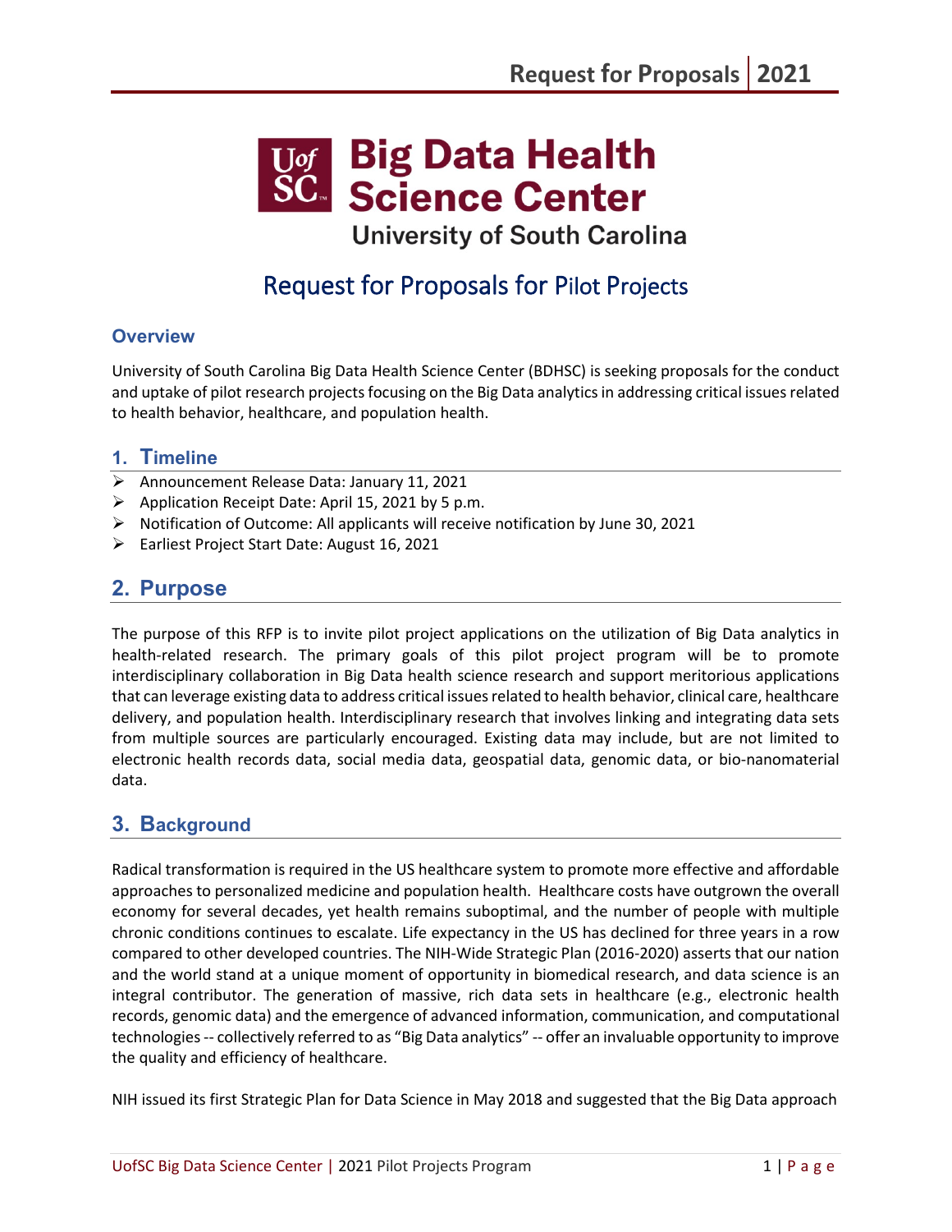# Big Data Health Science Center

University of South Carolina

## Request for Proposals for Pilot Projects

### Overview

University of South Carolina Big Data Health Science Center (BDHSC) is seeking proposals for the conduct and uptake of pilot research projects focusing on the Big Data analytics in addressing critical issues related to health behavior, healthcare, and population health.

## 1. Timeline

- Announcement Release Data: January 11, 2021
- Application Receipt Date: April 15, 2021 by 5 p.m.
- Notification of Outcome: All applicants will receive notification by June 30, 2021
- Earliest Project Start Date: August 16, 2021

## 2. Purpose

The purpose of this RFP is to invite pilot project applications on the utilization of Big Data analytics in health-related research. The primary goals of this pilot project program will be to promote interdisciplinary collaboration in Big Data health science research and support meritorious applications that can leverage existing data to address critical issues related to health behavior, clinical care, healthcare delivery, and population health. Interdisciplinary research that involves linking and integrating data sets from multiple sources are particularly encouraged. Existing data may include, but are not limited to electronic health records data, social media data, geospatial data, genomic data, or bio-nanomaterial data.

## 3. Background

Radical transformation is required in the US healthcare system to promote more effective and affordable approaches to personalized medicine and population health. Healthcare costs have outgrown the overall economy for several decades, yet health remains suboptimal, and the number of people with multiple chronic conditions continues to escalate. Life expectancy in the US has declined for three years in a row compared to other developed countries. The NIH-Wide Strategic Plan (2016-2020) asserts that our nation and the world stand at a unique moment of opportunity in biomedical research, and data science is an integral contributor. The generation of massive, rich data sets in healthcare (e.g., electronic health records, genomic data) and the emergence of advanced information, communication, and computational technologies -- collectively referred to as "Big Data analytics" -- offer an invaluable opportunity to improve the quality and efficiency of healthcare.

NIH issued its first Strategic Plan for Data Science in May 2018 and suggested that the Big Data approach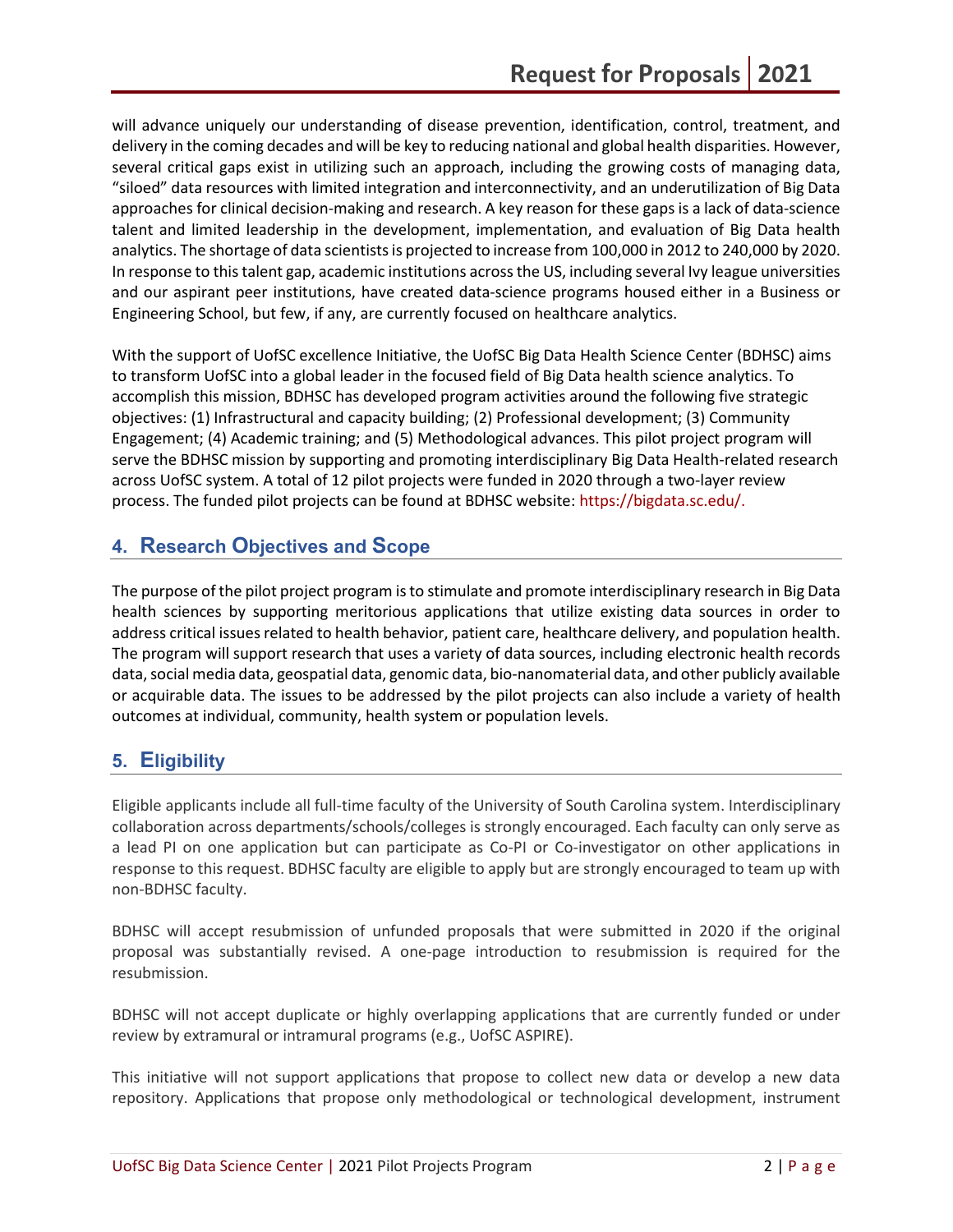will advance uniquely our understanding of disease prevention, identification, control, treatment, and delivery in the coming decades and will be key to reducing national and global health disparities. However, several critical gaps exist in utilizing such an approach, including the growing costs of managing data, "siloed" data resources with limited integration and interconnectivity, and an underutilization of Big Data approaches for clinical decision-making and research. A key reason for these gaps is a lack of data-science talent and limited leadership in the development, implementation, and evaluation of Big Data health analytics. The shortage of data scientists is projected to increase from 100,000 in 2012 to 240,000 by 2020. In response to this talent gap, academic institutions across the US, including several Ivy league universities and our aspirant peer institutions, have created data-science programs housed either in a Business or Engineering School, but few, if any, are currently focused on healthcare analytics.

With the support of UofSC excellence Initiative, the UofSC Big Data Health Science Center (BDHSC) aims to transform UofSC into a global leader in the focused field of Big Data health science analytics. To accomplish this mission, BDHSC has developed program activities around the following five strategic objectives: (1) Infrastructural and capacity building; (2) Professional development; (3) Community Engagement; (4) Academic training; and (5) Methodological advances. This pilot project program will serve the BDHSC mission by supporting and promoting interdisciplinary Big Data Health-related research across UofSC system. A total of 12 pilot projects were funded in 2020 through a two-layer review process. The funded pilot projects can be found at BDHSC website: https://bigdata.sc.edu/.

## 4. Research Objectives and Scope

The purpose of the pilot project program is to stimulate and promote interdisciplinary research in Big Data health sciences by supporting meritorious applications that utilize existing data sources in order to address critical issues related to health behavior, patient care, healthcare delivery, and population health. The program will support research that uses a variety of data sources, including electronic health records data, social media data, geospatial data, genomic data, bio-nanomaterial data, and other publicly available or acquirable data. The issues to be addressed by the pilot projects can also include a variety of health outcomes at individual, community, health system or population levels.

## 5. Eligibility

Eligible applicants include all full-time faculty of the University of South Carolina system. Interdisciplinary collaboration across departments/schools/colleges is strongly encouraged. Each faculty can only serve as a lead PI on one application but can participate as Co-PI or Co-investigator on other applications in response to this request. BDHSC faculty are eligible to apply but are strongly encouraged to team up with non-BDHSC faculty.

BDHSC will accept resubmission of unfunded proposals that were submitted in 2020 if the original proposal was substantially revised. A one-page introduction to resubmission is required for the resubmission.

BDHSC will not accept duplicate or highly overlapping applications that are currently funded or under review by extramural or intramural programs (e.g., UofSC ASPIRE).

This initiative will not support applications that propose to collect new data or develop a new data repository. Applications that propose only methodological or technological development, instrument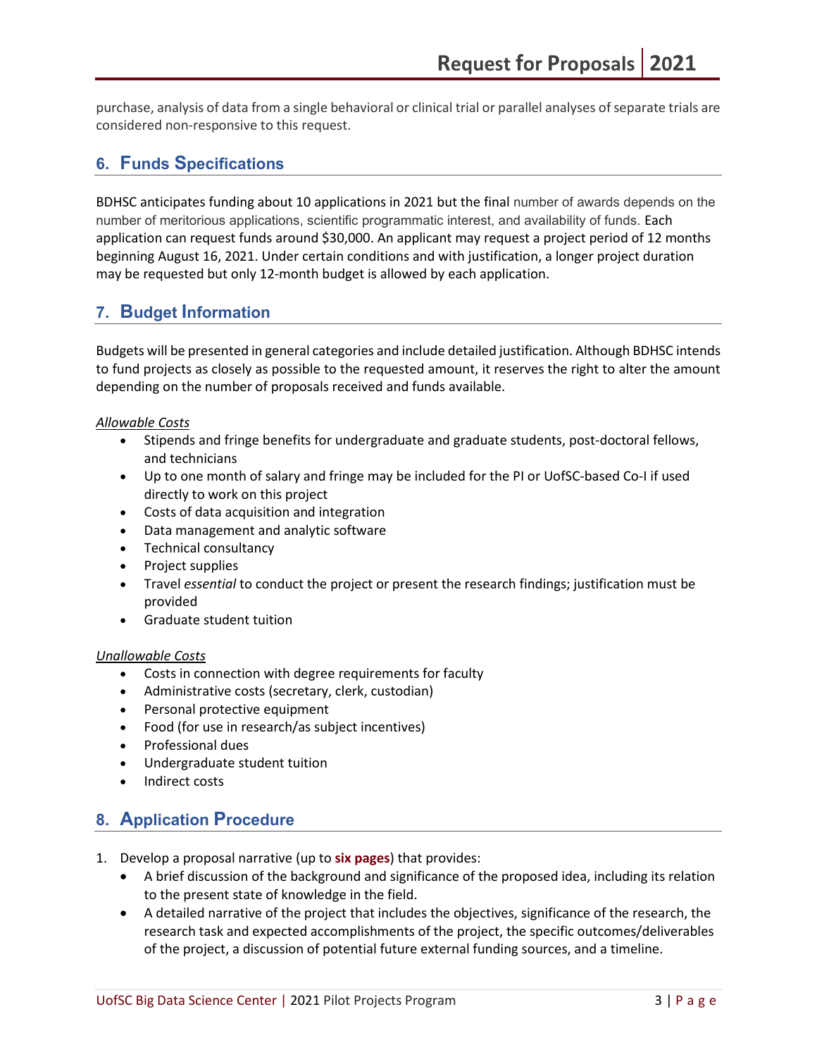purchase, analysis of data from a single behavioral or clinical trial or parallel analyses of separate trials are considered non-responsive to this request.

## 6. Funds Specifications

BDHSC anticipates funding about 10 applications in 2021 but the final number of awards depends on the number of meritorious applications, scientific programmatic interest, and availability of funds. Each application can request funds around $30,000. An applicant may request a project period of 12 months beginning August 16, 2021. Under certain conditions and with justification, a longer project duration may be requested but only 12-month budget is allowed by each application.

## 7. Budget Information

Budgets will be presented in general categories and include detailed justification. Although BDHSC intends to fund projects as closely as possible to the requested amount, it reserves the right to alter the amount depending on the number of proposals received and funds available.

*Allowable Costs*

- Stipends and fringe benefits for undergraduate and graduate students, post-doctoral fellows, and technicians
- Up to one month of salary and fringe may be included for the PI or UofSC-based Co-I if used directly to work on this project
- Costs of data acquisition and integration
- Data management and analytic software
- Technical consultancy
- Project supplies
- Travel *essential* to conduct the project or present the research findings; justification must be provided
- Graduate student tuition

*Unallowable Costs*

- Costs in connection with degree requirements for faculty
- Administrative costs (secretary, clerk, custodian)
- Personal protective equipment
- Food (for use in research/as subject incentives)
- Professional dues
- Undergraduate student tuition
- Indirect costs

## 8. Application Procedure

1. Develop a proposal narrative (up to **six pages**) that provides:
   - A brief discussion of the background and significance of the proposed idea, including its relation to the present state of knowledge in the field.
   - A detailed narrative of the project that includes the objectives, significance of the research, the research task and expected accomplishments of the project, the specific outcomes/deliverables of the project, a discussion of potential future external funding sources, and a timeline.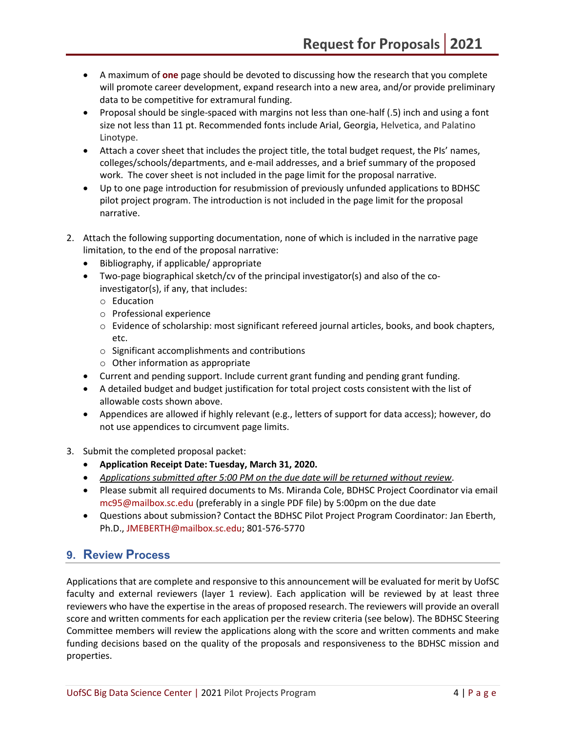- A maximum of **one** page should be devoted to discussing how the research that you complete will promote career development, expand research into a new area, and/or provide preliminary data to be competitive for extramural funding.
- Proposal should be single-spaced with margins not less than one-half (.5) inch and using a font size not less than 11 pt. Recommended fonts include Arial, Georgia, Helvetica, and Palatino Linotype.
- Attach a cover sheet that includes the project title, the total budget request, the PIs' names, colleges/schools/departments, and e-mail addresses, and a brief summary of the proposed work. The cover sheet is not included in the page limit for the proposal narrative.
- Up to one page introduction for resubmission of previously unfunded applications to BDHSC pilot project program. The introduction is not included in the page limit for the proposal narrative.

2. Attach the following supporting documentation, none of which is included in the narrative page limitation, to the end of the proposal narrative:
   - Bibliography, if applicable/ appropriate
   - Two-page biographical sketch/cv of the principal investigator(s) and also of the co-investigator(s), if any, that includes:
     - Education
     - Professional experience
     - Evidence of scholarship: most significant refereed journal articles, books, and book chapters, etc.
     - Significant accomplishments and contributions
     - Other information as appropriate
   - Current and pending support. Include current grant funding and pending grant funding.
   - A detailed budget and budget justification for total project costs consistent with the list of allowable costs shown above.
   - Appendices are allowed if highly relevant (e.g., letters of support for data access); however, do not use appendices to circumvent page limits.

3. Submit the completed proposal packet:
   - **Application Receipt Date: Tuesday, March 31, 2020.**
   - *Applications submitted after 5:00 PM on the due date will be returned without review*.
   - Please submit all required documents to Ms. Miranda Cole, BDHSC Project Coordinator via email mc95@mailbox.sc.edu (preferably in a single PDF file) by 5:00pm on the due date
   - Questions about submission? Contact the BDHSC Pilot Project Program Coordinator: Jan Eberth, Ph.D., JMEBERTH@mailbox.sc.edu; 801-576-5770

## 9. Review Process

Applications that are complete and responsive to this announcement will be evaluated for merit by UofSC faculty and external reviewers (layer 1 review). Each application will be reviewed by at least three reviewers who have the expertise in the areas of proposed research. The reviewers will provide an overall score and written comments for each application per the review criteria (see below). The BDHSC Steering Committee members will review the applications along with the score and written comments and make funding decisions based on the quality of the proposals and responsiveness to the BDHSC mission and properties.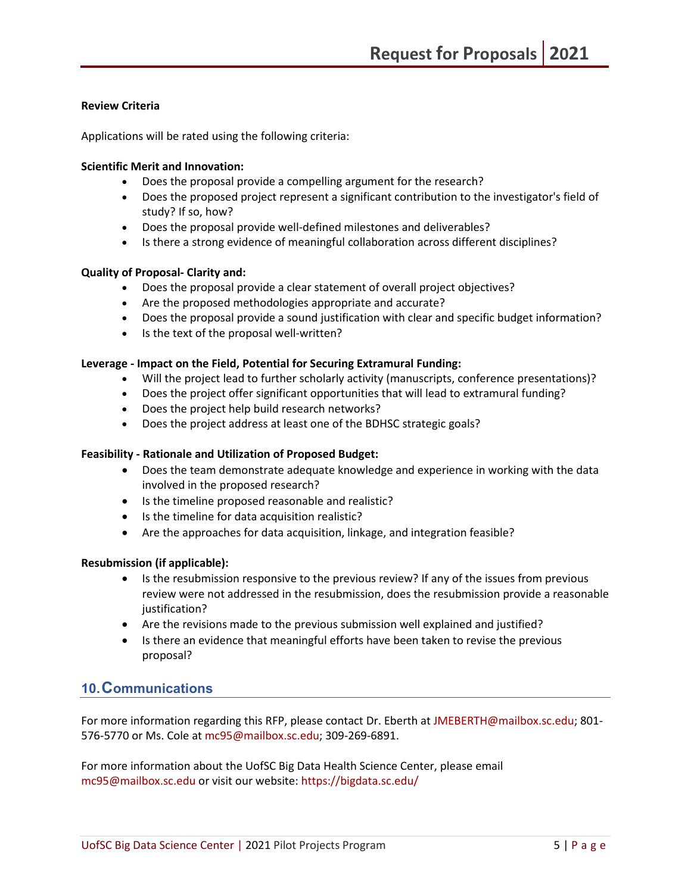**Review Criteria**

Applications will be rated using the following criteria:

**Scientific Merit and Innovation:**

- Does the proposal provide a compelling argument for the research?
- Does the proposed project represent a significant contribution to the investigator's field of study? If so, how?
- Does the proposal provide well-defined milestones and deliverables?
- Is there a strong evidence of meaningful collaboration across different disciplines?

**Quality of Proposal- Clarity and:**

- Does the proposal provide a clear statement of overall project objectives?
- Are the proposed methodologies appropriate and accurate?
- Does the proposal provide a sound justification with clear and specific budget information?
- Is the text of the proposal well-written?

**Leverage - Impact on the Field, Potential for Securing Extramural Funding:**

- Will the project lead to further scholarly activity (manuscripts, conference presentations)?
- Does the project offer significant opportunities that will lead to extramural funding?
- Does the project help build research networks?
- Does the project address at least one of the BDHSC strategic goals?

**Feasibility - Rationale and Utilization of Proposed Budget:**

- Does the team demonstrate adequate knowledge and experience in working with the data involved in the proposed research?
- Is the timeline proposed reasonable and realistic?
- Is the timeline for data acquisition realistic?
- Are the approaches for data acquisition, linkage, and integration feasible?

**Resubmission (if applicable):**

- Is the resubmission responsive to the previous review? If any of the issues from previous review were not addressed in the resubmission, does the resubmission provide a reasonable justification?
- Are the revisions made to the previous submission well explained and justified?
- Is there an evidence that meaningful efforts have been taken to revise the previous proposal?

## 10. Communications

For more information regarding this RFP, please contact Dr. Eberth at JMEBERTH@mailbox.sc.edu; 801-576-5770 or Ms. Cole at mc95@mailbox.sc.edu; 309-269-6891.

For more information about the UofSC Big Data Health Science Center, please email mc95@mailbox.sc.edu or visit our website: https://bigdata.sc.edu/